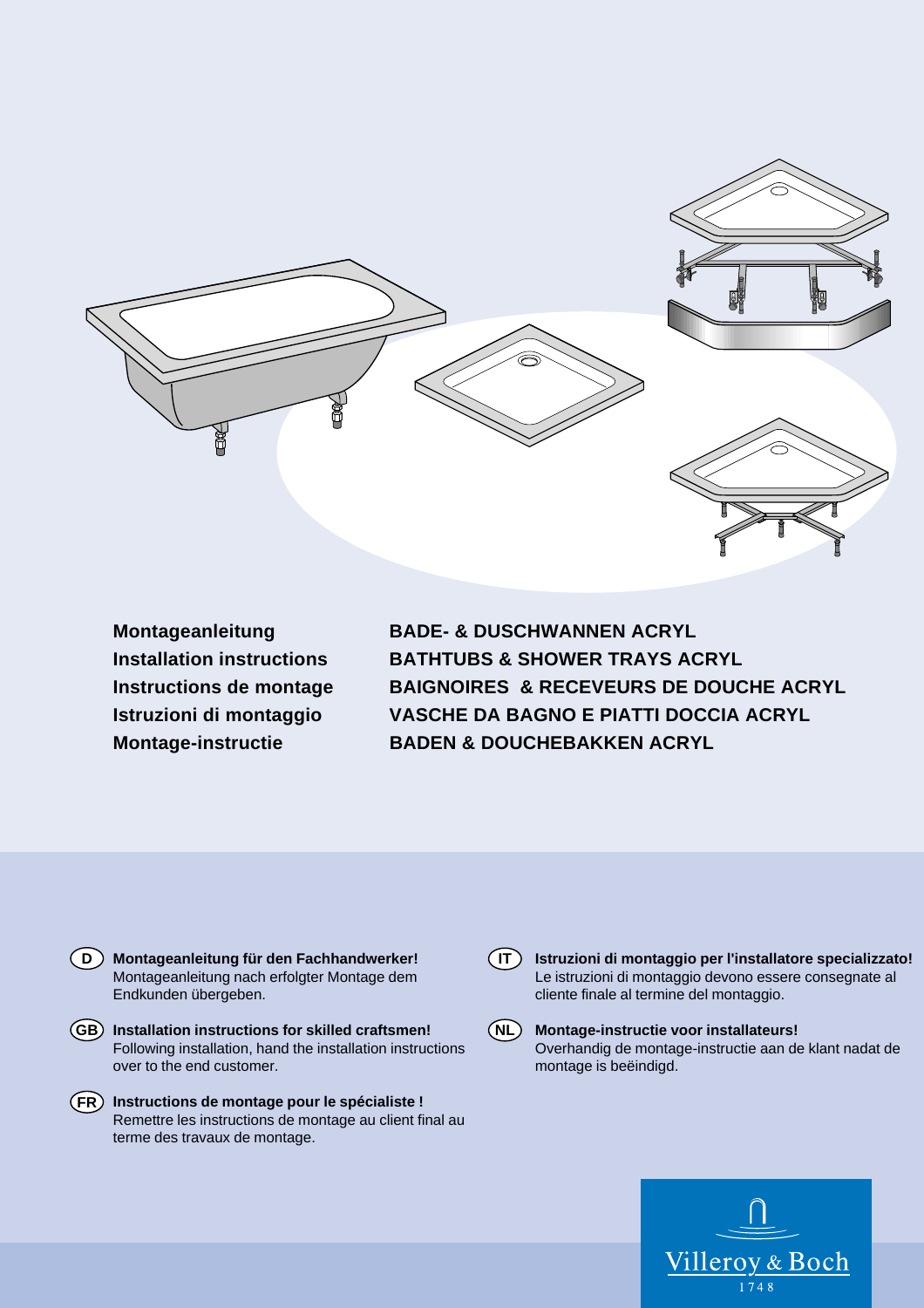**Montageanleitung**
**Installation instructions**
**Instructions de montage**
**Istruzioni di montaggio**
**Montage-instructie**

**BADE- & DUSCHWANNEN ACRYL**
**BATHTUBS & SHOWER TRAYS ACRYL**
**BAIGNOIRES & RECEVEURS DE DOUCHE ACRYL**
**VASCHE DA BAGNO E PIATTI DOCCIA ACRYL**
**BADEN & DOUCHEBAKKEN ACRYL**

**(D) Montageanleitung für den Fachhandwerker!**
Montageanleitung nach erfolgter Montage dem Endkunden übergeben.

**(GB) Installation instructions for skilled craftsmen!**
Following installation, hand the installation instructions over to the end customer.

**(FR) Instructions de montage pour le spécialiste !**
Remettre les instructions de montage au client final au terme des travaux de montage.

**(IT) Istruzioni di montaggio per l'installatore specializzato!**
Le istruzioni di montaggio devono essere consegnate al cliente finale al termine del montaggio.

**(NL) Montage-instructie voor installateurs!**
Overhandig de montage-instructie aan de klant nadat de montage is beëindigd.

Villeroy & Boch
1748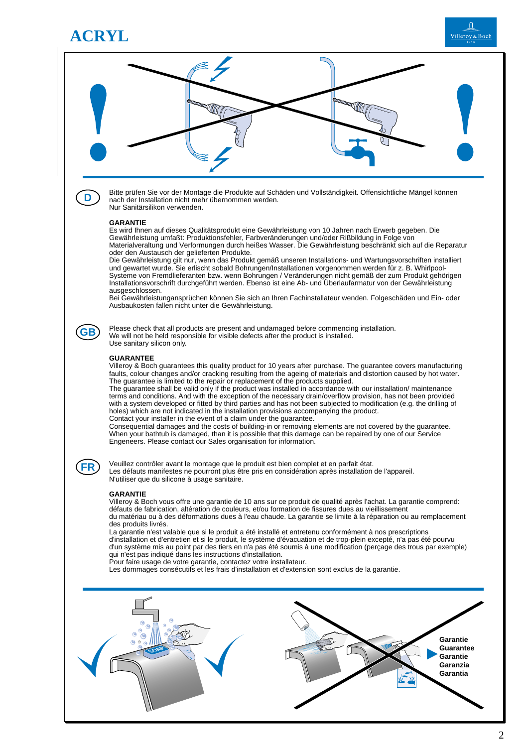# ACRYL

**D**

Bitte prüfen Sie vor der Montage die Produkte auf Schäden und Vollständigkeit. Offensichtliche Mängel können nach der Installation nicht mehr übernommen werden.
Nur Sanitärsilikon verwenden.

**GARANTIE**
Es wird Ihnen auf dieses Qualitätsprodukt eine Gewährleistung von 10 Jahren nach Erwerb gegeben. Die Gewährleistung umfaßt: Produktionsfehler, Farbveränderungen und/oder Rißbildung in Folge von Materialveraltung und Verformungen durch heißes Wasser. Die Gewährleistung beschränkt sich auf die Reparatur oder den Austausch der gelieferten Produkte.
Die Gewährleistung gilt nur, wenn das Produkt gemäß unseren Installations- und Wartungsvorschriften installiert und gewartet wurde. Sie erlischt sobald Bohrungen/Installationen vorgenommen werden für z. B. Whirlpool-Systeme von Fremdlieferanten bzw. wenn Bohrungen / Veränderungen nicht gemäß der zum Produkt gehörigen Installationsvorschrift durchgeführt werden. Ebenso ist eine Ab- und Überlaufarmatur von der Gewährleistung ausgeschlossen.
Bei Gewährleistunganspрüchen können Sie sich an Ihren Fachinstallateur wenden. Folgeschäden und Ein- oder Ausbaukosten fallen nicht unter die Gewährleistung.

**GB**

Please check that all products are present and undamaged before commencing installation.
We will not be held responsible for visible defects after the product is installed.
Use sanitary silicon only.

**GUARANTEE**
Villeroy & Boch guarantees this quality product for 10 years after purchase. The guarantee covers manufacturing faults, colour changes and/or cracking resulting from the ageing of materials and distortion caused by hot water. The guarantee is limited to the repair or replacement of the products supplied.
The guarantee shall be valid only if the product was installed in accordance with our installation/ maintenance terms and conditions. And with the exception of the necessary drain/overflow provision, has not been provided with a system developed or fitted by third parties and has not been subjected to modification (e.g. the drilling of holes) which are not indicated in the installation provisions accompanying the product.
Contact your installer in the event of a claim under the guarantee.
Consequential damages and the costs of building-in or removing elements are not covered by the guarantee.
When your bathtub is damaged, than it is possible that this damage can be repaired by one of our Service Engeneers. Please contact our Sales organisation for information.

**FR**

Veuillez contrôler avant le montage que le produit est bien complet et en parfait état.
Les défauts manifestes ne pourront plus être pris en considération après installation de l'appareil.
N'utiliser que du silicone à usage sanitaire.

**GARANTIE**
Villeroy & Boch vous offre une garantie de 10 ans sur ce produit de qualité après l'achat. La garantie comprend: défauts de fabrication, altération de couleurs, et/ou formation de fissures dues au vieillissement du matériau ou à des déformations dues à l'eau chaude. La garantie se limite à la réparation ou au remplacement des produits livrés.
La garantie n'est valable que si le produit a été installé et entretenu conformément à nos prescriptions d'installation et d'entretien et si le produit, le système d'évacuation et de trop-plein excepté, n'a pas été pourvu d'un système mis au point par des tiers en n'a pas été soumis à une modification (perçage des trous par exemple) qui n'est pas indiqué dans les instructions d'installation.
Pour faire usage de votre garantie, contactez votre installateur.
Les dommages consécutifs et les frais d'installation et d'extension sont exclus de la garantie.

Garantie
Guarantee
Garantie
Garanzia
Garantia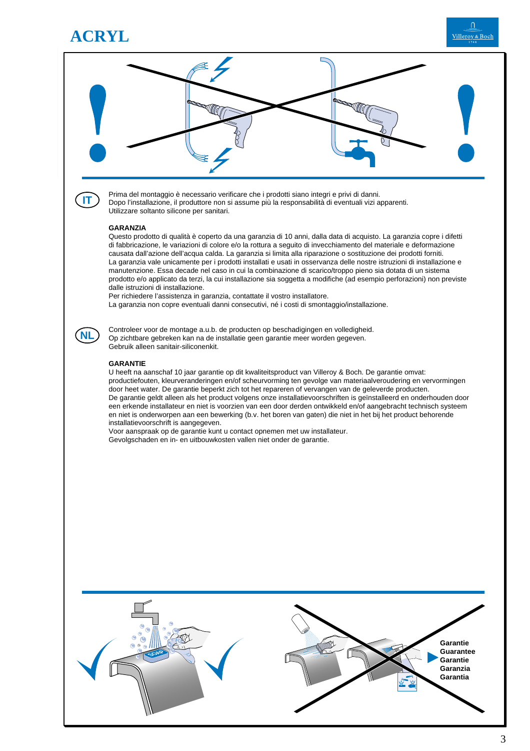# ACRYL

IT

Prima del montaggio è necessario verificare che i prodotti siano integri e privi di danni.
Dopo l'installazione, il produttore non si assume più la responsabilità di eventuali vizi apparenti.
Utilizzare soltanto silicone per sanitari.

**GARANZIA**

Questo prodotto di qualità è coperto da una garanzia di 10 anni, dalla data di acquisto. La garanzia copre i difetti di fabbricazione, le variazioni di colore e/o la rottura a seguito di invecchiamento del materiale e deformazione causata dall'azione dell'acqua calda. La garanzia si limita alla riparazione o sostituzione dei prodotti forniti.
La garanzia vale unicamente per i prodotti installati e usati in osservanza delle nostre istruzioni di installazione e manutenzione. Essa decade nel caso in cui la combinazione di scarico/troppo pieno sia dotata di un sistema prodotto e/o applicato da terzi, la cui installazione sia soggetta a modifiche (ad esempio perforazioni) non previste dalle istruzioni di installazione.
Per richiedere l'assistenza in garanzia, contattate il vostro installatore.
La garanzia non copre eventuali danni consecutivi, né i costi di smontaggio/installazione.

NL

Controleer voor de montage a.u.b. de producten op beschadigingen en volledigheid.
Op zichtbare gebreken kan na de installatie geen garantie meer worden gegeven.
Gebruik alleen sanitair-siliconenkit.

**GARANTIE**

U heeft na aanschaf 10 jaar garantie op dit kwaliteitsproduct van Villeroy & Boch. De garantie omvat: productiefouten, kleurveranderingen en/of scheurvorming ten gevolge van materiaalveroudering en vervormingen door heet water. De garantie beperkt zich tot het repareren of vervangen van de geleverde producten.
De garantie geldt alleen als het product volgens onze installatievoorschriften is geïnstalleerd en onderhouden door een erkende installateur en niet is voorzien van een door derden ontwikkeld en/of aangebracht technisch systeem en niet is onderworpen aan een bewerking (b.v. het boren van gaten) die niet in het bij het product behorende installatievoorschrift is aangegeven.
Voor aanspraak op de garantie kunt u contact opnemen met uw installateur.
Gevolgschaden en in- en uitbouwkosten vallen niet onder de garantie.

Garantie
Guarantee
Garantie
Garanzia
Garantia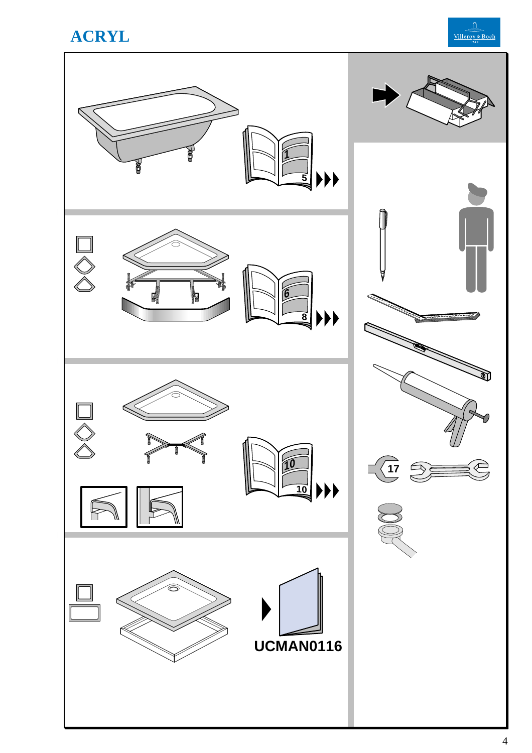# ACRYL

Villeroy & Boch

1
5

6
8

10
10

17

UCMAN0116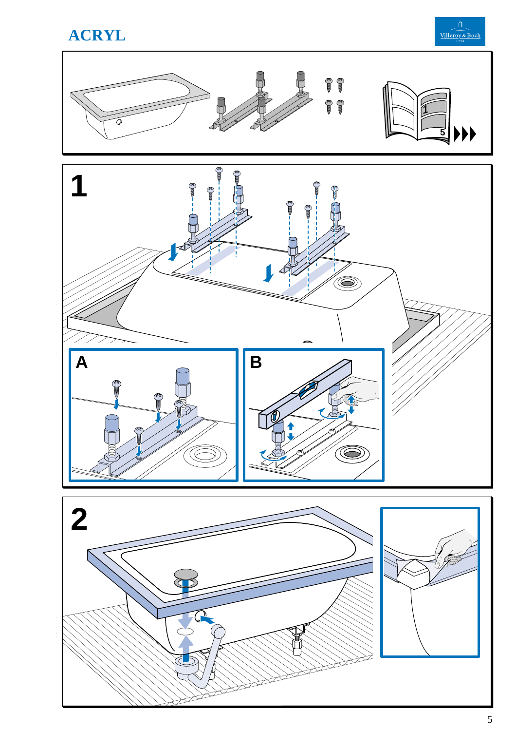# ACRYL

1

A

B

2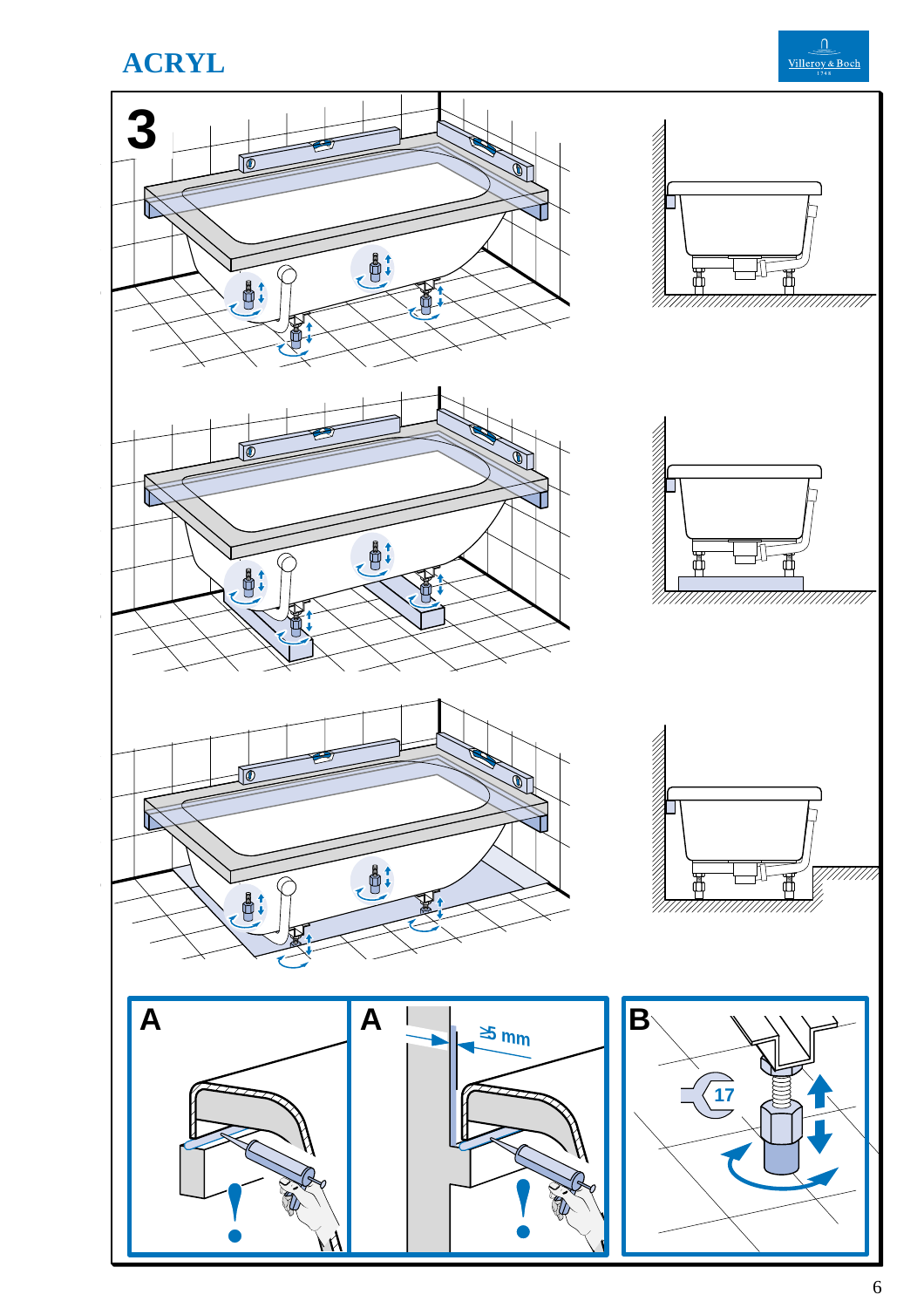# ACRYL

3

A

A

≥5 mm

B

17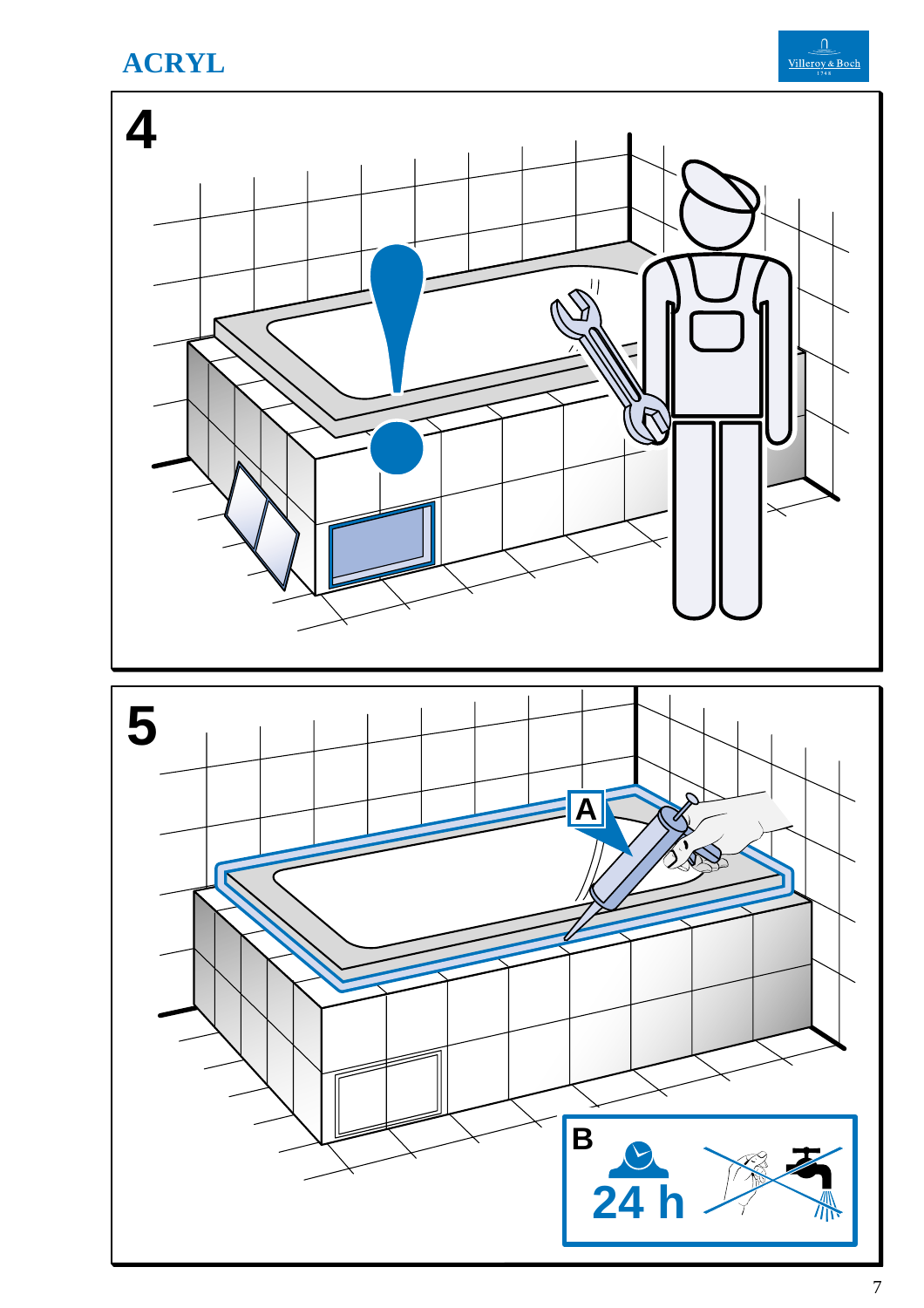# ACRYL

4

5

A

B

24 h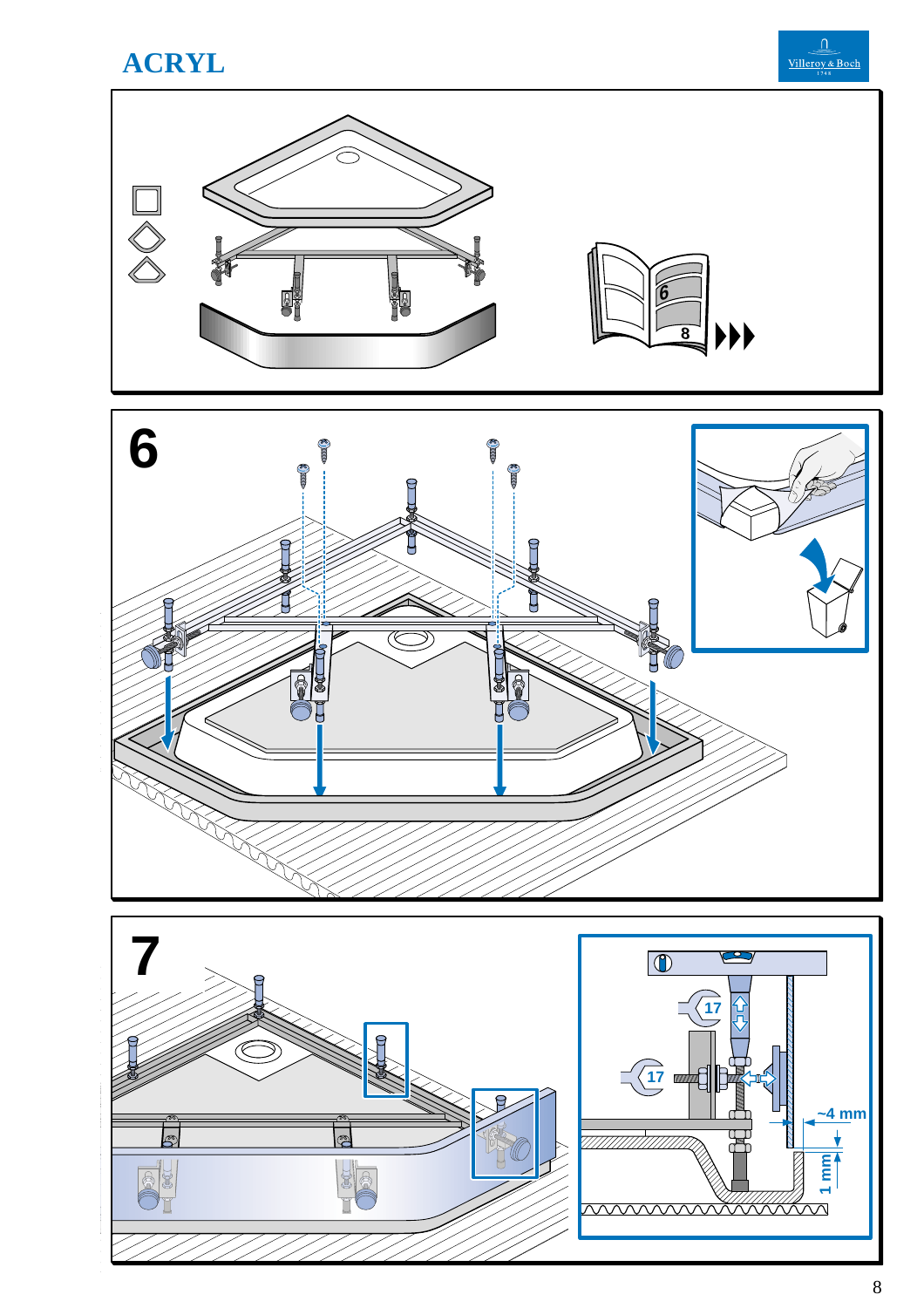# ACRYL

6

8

6

7

17

17

~4 mm

1 mm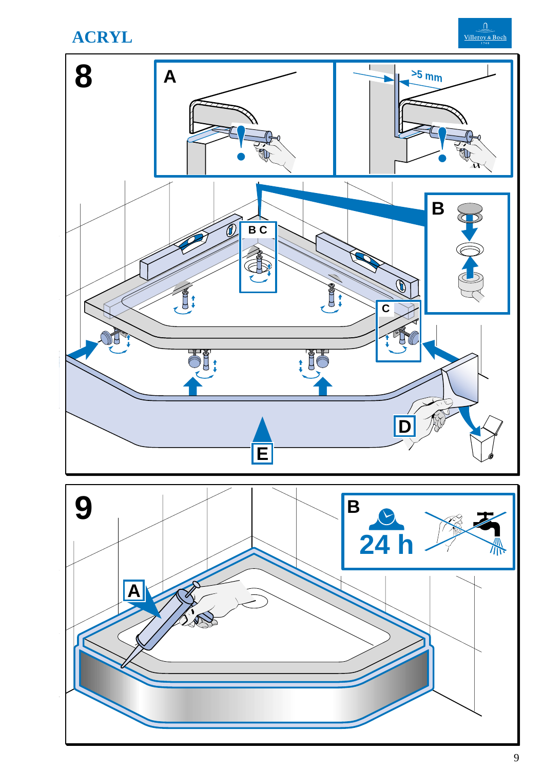# ACRYL

8

A

>5 mm

B

B C

C

D

E

9

A

B

24 h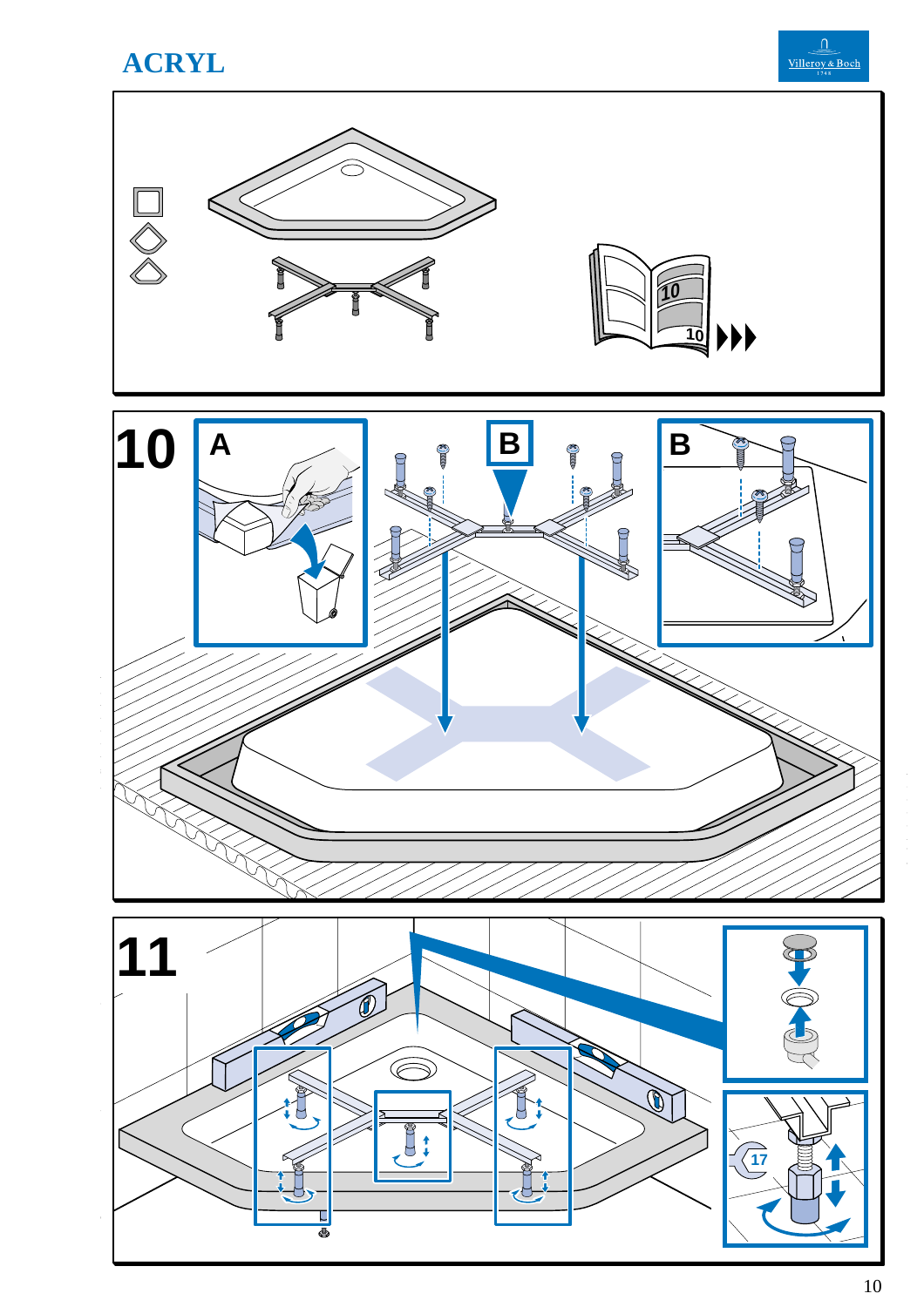# ACRYL

10

10

A

B

B

11

17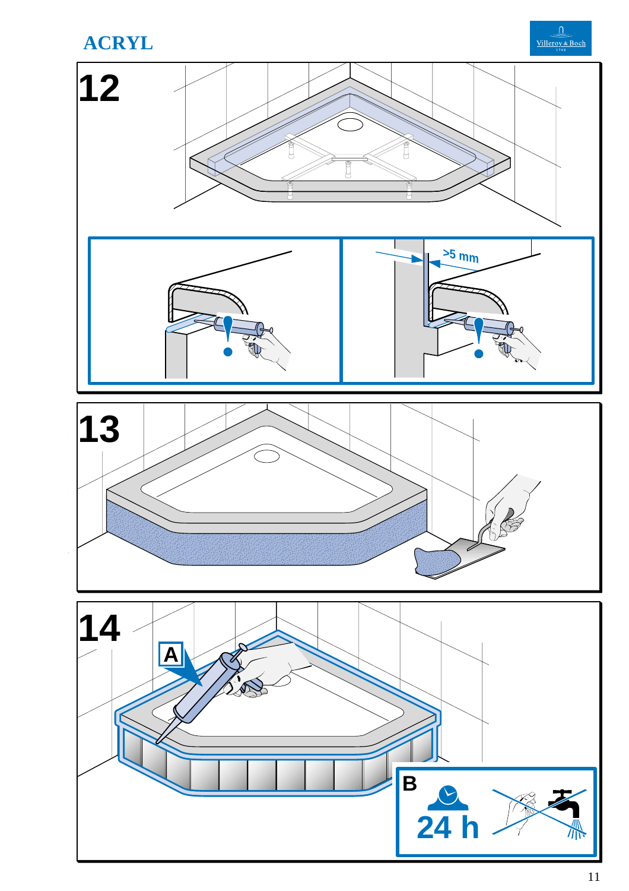# ACRYL

12

>5 mm

13

14

A

B

24 h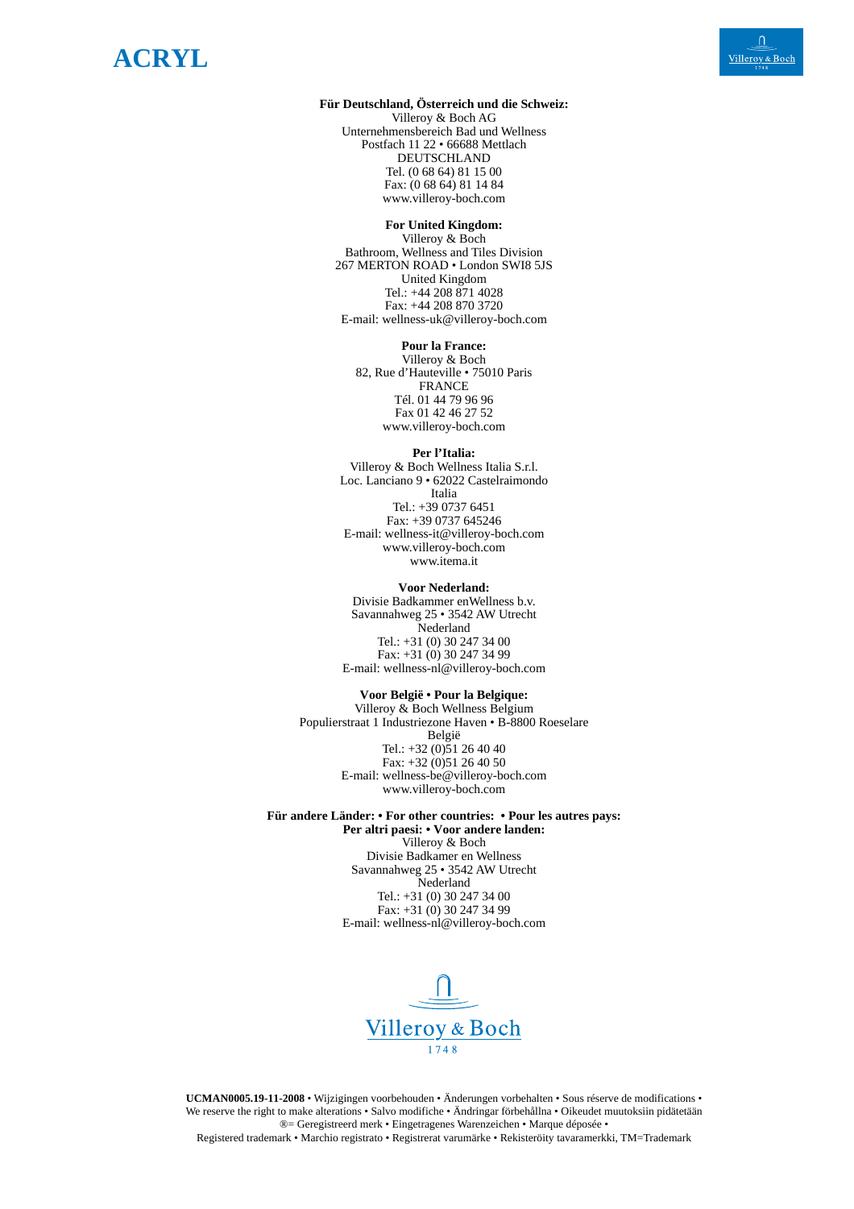# ACRYL

**Für Deutschland, Österreich und die Schweiz:**
Villeroy & Boch AG
Unternehmensbereich Bad und Wellness
Postfach 11 22 • 66688 Mettlach
DEUTSCHLAND
Tel. (0 68 64) 81 15 00
Fax: (0 68 64) 81 14 84
www.villeroy-boch.com

**For United Kingdom:**
Villeroy & Boch
Bathroom, Wellness and Tiles Division
267 MERTON ROAD • London SWI8 5JS
United Kingdom
Tel.: +44 208 871 4028
Fax: +44 208 870 3720
E-mail: wellness-uk@villeroy-boch.com

**Pour la France:**
Villeroy & Boch
82, Rue d'Hauteville • 75010 Paris
FRANCE
Tél. 01 44 79 96 96
Fax 01 42 46 27 52
www.villeroy-boch.com

**Per l'Italia:**
Villeroy & Boch Wellness Italia S.r.l.
Loc. Lanciano 9 • 62022 Castelraimondo
Italia
Tel.: +39 0737 6451
Fax: +39 0737 645246
E-mail: wellness-it@villeroy-boch.com
www.villeroy-boch.com
www.itema.it

**Voor Nederland:**
Divisie Badkammer enWellness b.v.
Savannahweg 25 • 3542 AW Utrecht
Nederland
Tel.: +31 (0) 30 247 34 00
Fax: +31 (0) 30 247 34 99
E-mail: wellness-nl@villeroy-boch.com

**Voor België • Pour la Belgique:**
Villeroy & Boch Wellness Belgium
Populierstraat 1 Industriezone Haven • B-8800 Roeselare
België
Tel.: +32 (0)51 26 40 40
Fax: +32 (0)51 26 40 50
E-mail: wellness-be@villeroy-boch.com
www.villeroy-boch.com

**Für andere Länder: • For other countries: • Pour les autres pays:**
**Per altri paesi: • Voor andere landen:**
Villeroy & Boch
Divisie Badkamer en Wellness
Savannahweg 25 • 3542 AW Utrecht
Nederland
Tel.: +31 (0) 30 247 34 00
Fax: +31 (0) 30 247 34 99
E-mail: wellness-nl@villeroy-boch.com

Villeroy & Boch
1748

**UCMAN0005.19-11-2008** • Wijzigingen voorbehouden • Änderungen vorbehalten • Sous réserve de modifications • We reserve the right to make alterations • Salvo modifiche • Ändringar förbehållna • Oikeudet muutoksiin pidätetään
®= Geregistreerd merk • Eingetragenes Warenzeichen • Marque déposée •
Registered trademark • Marchio registrato • Registrerat varumärke • Rekisteröity tavaramerkki, TM=Trademark